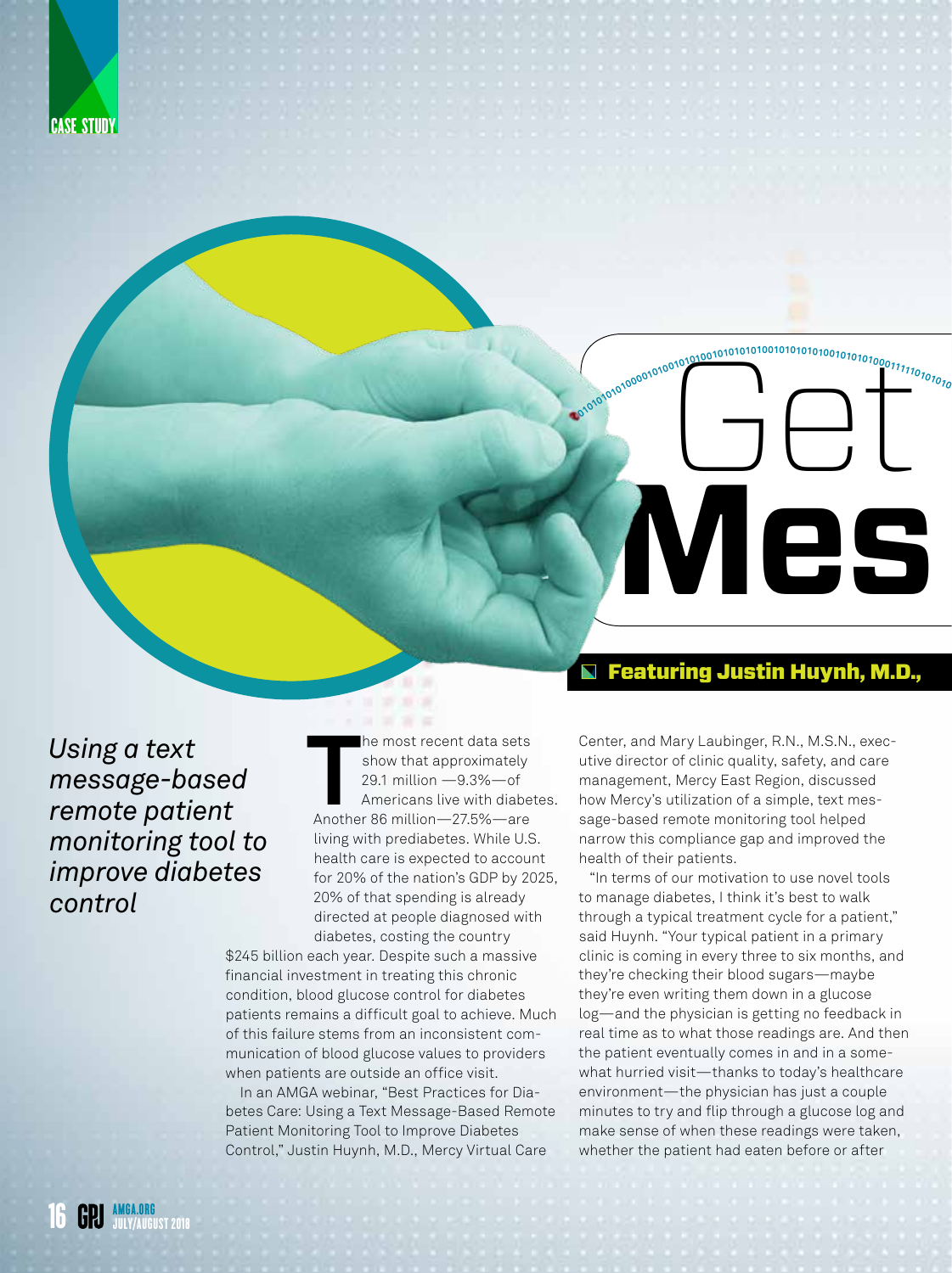CASE STUDY

# Get Mes

**Featuring Justin Huynh, M.D.,**

*Using a text message-based remote patient monitoring tool to improve diabetes control*

The most recent data sets show that approximately 29.1 million —9.3%—of Americans live with diabetes. Another 86 million—27.5%—are living with prediabetes. While U.S. health care is expected to account for 20% of the nation's GDP by 2025, 20% of that spending is already directed at people diagnosed with diabetes, costing the country $245 billion each year. Despite such a massive financial investment in treating this chronic condition, blood glucose control for diabetes patients remains a difficult goal to achieve. Much of this failure stems from an inconsistent communication of blood glucose values to providers when patients are outside an office visit.

In an AMGA webinar, "Best Practices for Diabetes Care: Using a Text Message-Based Remote Patient Monitoring Tool to Improve Diabetes Control," Justin Huynh, M.D., Mercy Virtual Care Center, and Mary Laubinger, R.N., M.S.N., executive director of clinic quality, safety, and care management, Mercy East Region, discussed how Mercy's utilization of a simple, text message-based remote monitoring tool helped narrow this compliance gap and improved the health of their patients.

"In terms of our motivation to use novel tools to manage diabetes, I think it's best to walk through a typical treatment cycle for a patient," said Huynh. "Your typical patient in a primary clinic is coming in every three to six months, and they're checking their blood sugars—maybe they're even writing them down in a glucose log—and the physician is getting no feedback in real time as to what those readings are. And then the patient eventually comes in and in a somewhat hurried visit—thanks to today's healthcare environment—the physician has just a couple minutes to try and flip through a glucose log and make sense of when these readings were taken, whether the patient had eaten before or after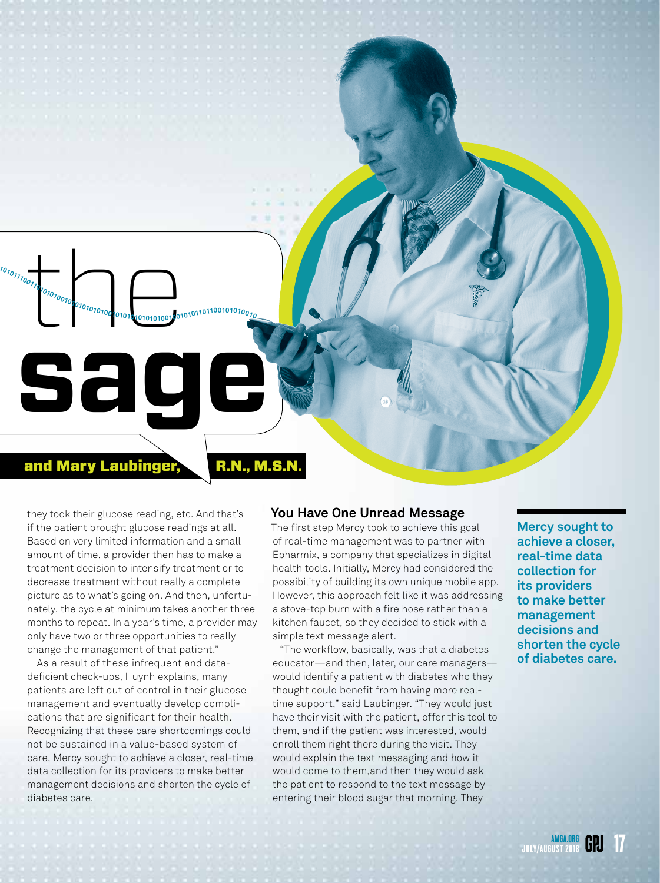# the sage

**and Mary Laubinger, R.N., M.S.N.**

they took their glucose reading, etc. And that's if the patient brought glucose readings at all. Based on very limited information and a small amount of time, a provider then has to make a treatment decision to intensify treatment or to decrease treatment without really a complete picture as to what's going on. And then, unfortunately, the cycle at minimum takes another three months to repeat. In a year's time, a provider may only have two or three opportunities to really change the management of that patient."

As a result of these infrequent and data-deficient check-ups, Huynh explains, many patients are left out of control in their glucose management and eventually develop complications that are significant for their health. Recognizing that these care shortcomings could not be sustained in a value-based system of care, Mercy sought to achieve a closer, real-time data collection for its providers to make better management decisions and shorten the cycle of diabetes care.

## You Have One Unread Message

The first step Mercy took to achieve this goal of real-time management was to partner with Epharmix, a company that specializes in digital health tools. Initially, Mercy had considered the possibility of building its own unique mobile app. However, this approach felt like it was addressing a stove-top burn with a fire hose rather than a kitchen faucet, so they decided to stick with a simple text message alert.

"The workflow, basically, was that a diabetes educator—and then, later, our care managers—would identify a patient with diabetes who they thought could benefit from having more real-time support," said Laubinger. "They would just have their visit with the patient, offer this tool to them, and if the patient was interested, would enroll them right there during the visit. They would explain the text messaging and how it would come to them,and then they would ask the patient to respond to the text message by entering their blood sugar that morning. They

**Mercy sought to achieve a closer, real-time data collection for its providers to make better management decisions and shorten the cycle of diabetes care.**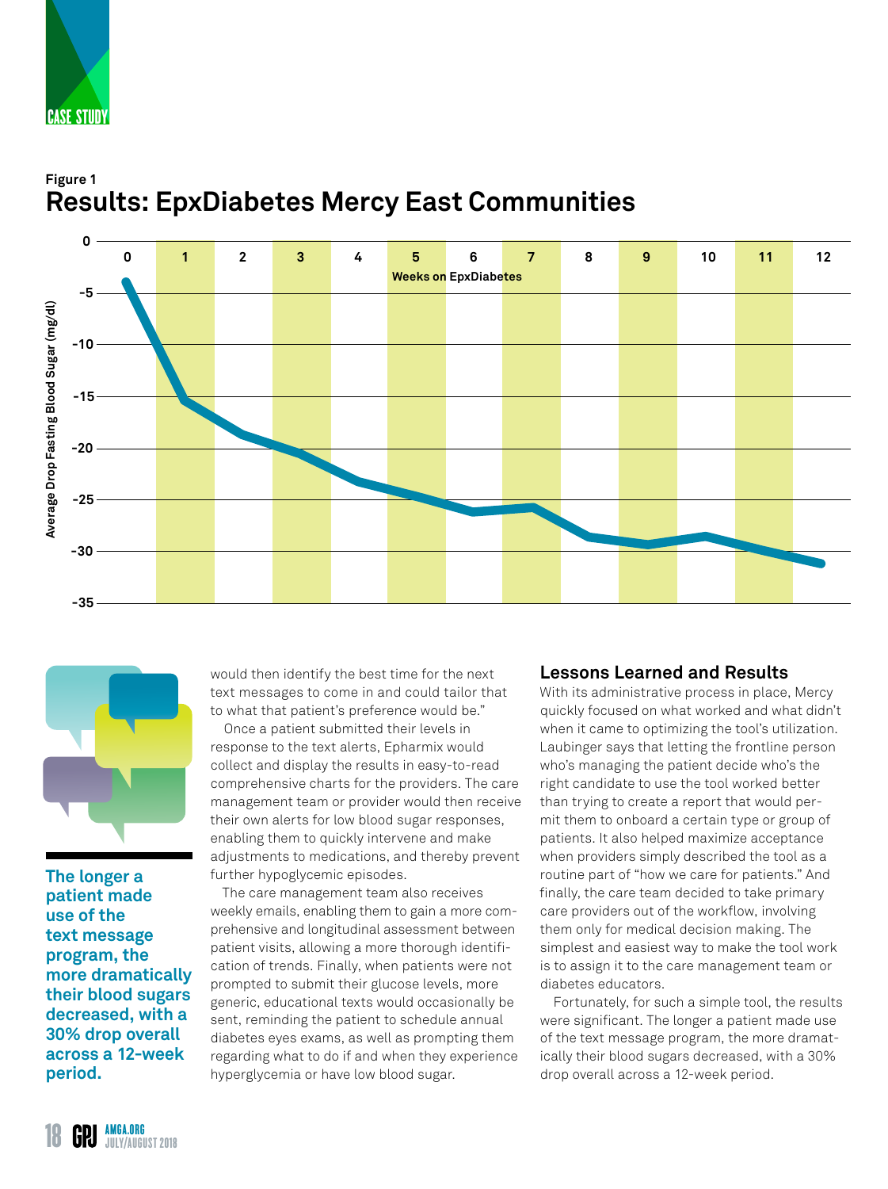CASE STUDY

**Figure 1**

## Results: EpxDiabetes Mercy East Communities

would then identify the best time for the next text messages to come in and could tailor that to what that patient's preference would be."

Once a patient submitted their levels in response to the text alerts, Epharmix would collect and display the results in easy-to-read comprehensive charts for the providers. The care management team or provider would then receive their own alerts for low blood sugar responses, enabling them to quickly intervene and make adjustments to medications, and thereby prevent further hypoglycemic episodes.

The care management team also receives weekly emails, enabling them to gain a more comprehensive and longitudinal assessment between patient visits, allowing a more thorough identification of trends. Finally, when patients were not prompted to submit their glucose levels, more generic, educational texts would occasionally be sent, reminding the patient to schedule annual diabetes eyes exams, as well as prompting them regarding what to do if and when they experience hyperglycemia or have low blood sugar.

**The longer a patient made use of the text message program, the more dramatically their blood sugars decreased, with a 30% drop overall across a 12-week period.**

### Lessons Learned and Results

With its administrative process in place, Mercy quickly focused on what worked and what didn't when it came to optimizing the tool's utilization. Laubinger says that letting the frontline person who's managing the patient decide who's the right candidate to use the tool worked better than trying to create a report that would permit them to onboard a certain type or group of patients. It also helped maximize acceptance when providers simply described the tool as a routine part of "how we care for patients." And finally, the care team decided to take primary care providers out of the workflow, involving them only for medical decision making. The simplest and easiest way to make the tool work is to assign it to the care management team or diabetes educators.

Fortunately, for such a simple tool, the results were significant. The longer a patient made use of the text message program, the more dramatically their blood sugars decreased, with a 30% drop overall across a 12-week period.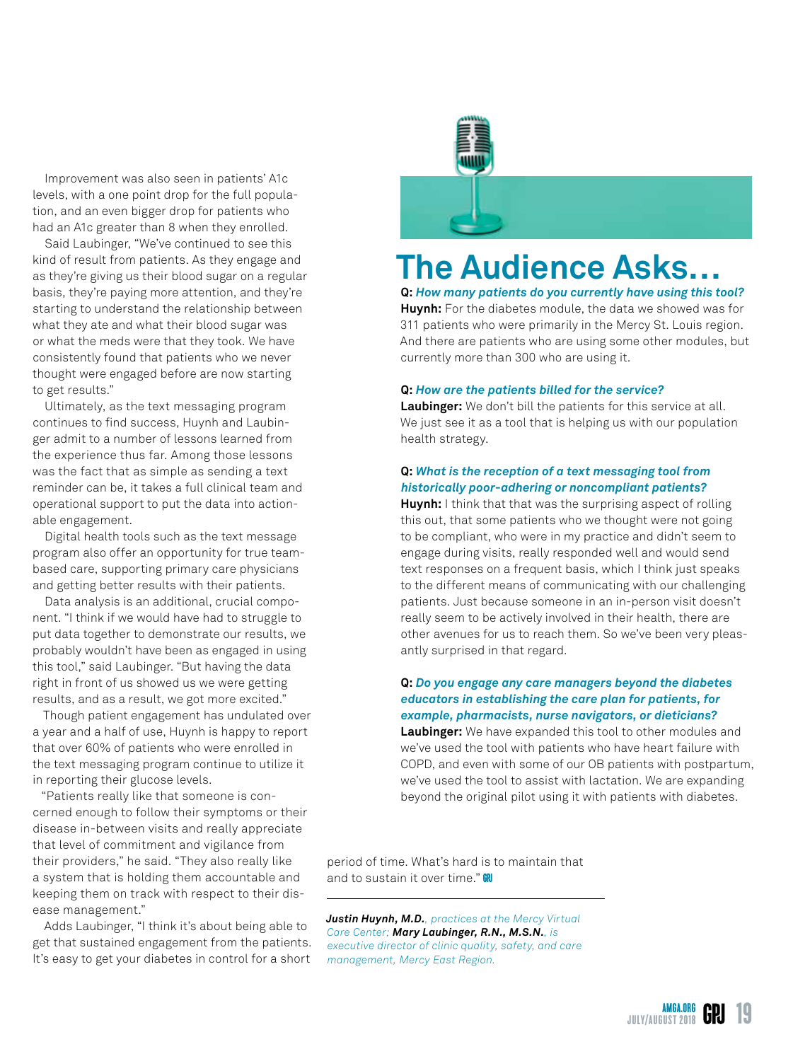Improvement was also seen in patients' A1c levels, with a one point drop for the full population, and an even bigger drop for patients who had an A1c greater than 8 when they enrolled.

Said Laubinger, "We've continued to see this kind of result from patients. As they engage and as they're giving us their blood sugar on a regular basis, they're paying more attention, and they're starting to understand the relationship between what they ate and what their blood sugar was or what the meds were that they took. We have consistently found that patients who we never thought were engaged before are now starting to get results."

Ultimately, as the text messaging program continues to find success, Huynh and Laubinger admit to a number of lessons learned from the experience thus far. Among those lessons was the fact that as simple as sending a text reminder can be, it takes a full clinical team and operational support to put the data into actionable engagement.

Digital health tools such as the text message program also offer an opportunity for true team-based care, supporting primary care physicians and getting better results with their patients.

Data analysis is an additional, crucial component. "I think if we would have had to struggle to put data together to demonstrate our results, we probably wouldn't have been as engaged in using this tool," said Laubinger. "But having the data right in front of us showed us we were getting results, and as a result, we got more excited."

Though patient engagement has undulated over a year and a half of use, Huynh is happy to report that over 60% of patients who were enrolled in the text messaging program continue to utilize it in reporting their glucose levels.

"Patients really like that someone is concerned enough to follow their symptoms or their disease in-between visits and really appreciate that level of commitment and vigilance from their providers," he said. "They also really like a system that is holding them accountable and keeping them on track with respect to their disease management."

Adds Laubinger, "I think it's about being able to get that sustained engagement from the patients. It's easy to get your diabetes in control for a short period of time. What's hard is to maintain that and to sustain it over time."

*Justin Huynh, M.D., practices at the Mercy Virtual Care Center; Mary Laubinger, R.N., M.S.N., is executive director of clinic quality, safety, and care management, Mercy East Region.*

## The Audience Asks…

**Q:** ***How many patients do you currently have using this tool?***
**Huynh:** For the diabetes module, the data we showed was for 311 patients who were primarily in the Mercy St. Louis region. And there are patients who are using some other modules, but currently more than 300 who are using it.

**Q:** ***How are the patients billed for the service?***
**Laubinger:** We don't bill the patients for this service at all. We just see it as a tool that is helping us with our population health strategy.

**Q:** ***What is the reception of a text messaging tool from historically poor-adhering or noncompliant patients?***
**Huynh:** I think that that was the surprising aspect of rolling this out, that some patients who we thought were not going to be compliant, who were in my practice and didn't seem to engage during visits, really responded well and would send text responses on a frequent basis, which I think just speaks to the different means of communicating with our challenging patients. Just because someone in an in-person visit doesn't really seem to be actively involved in their health, there are other avenues for us to reach them. So we've been very pleasantly surprised in that regard.

**Q:** ***Do you engage any care managers beyond the diabetes educators in establishing the care plan for patients, for example, pharmacists, nurse navigators, or dieticians?***
**Laubinger:** We have expanded this tool to other modules and we've used the tool with patients who have heart failure with COPD, and even with some of our OB patients with postpartum, we've used the tool to assist with lactation. We are expanding beyond the original pilot using it with patients with diabetes.